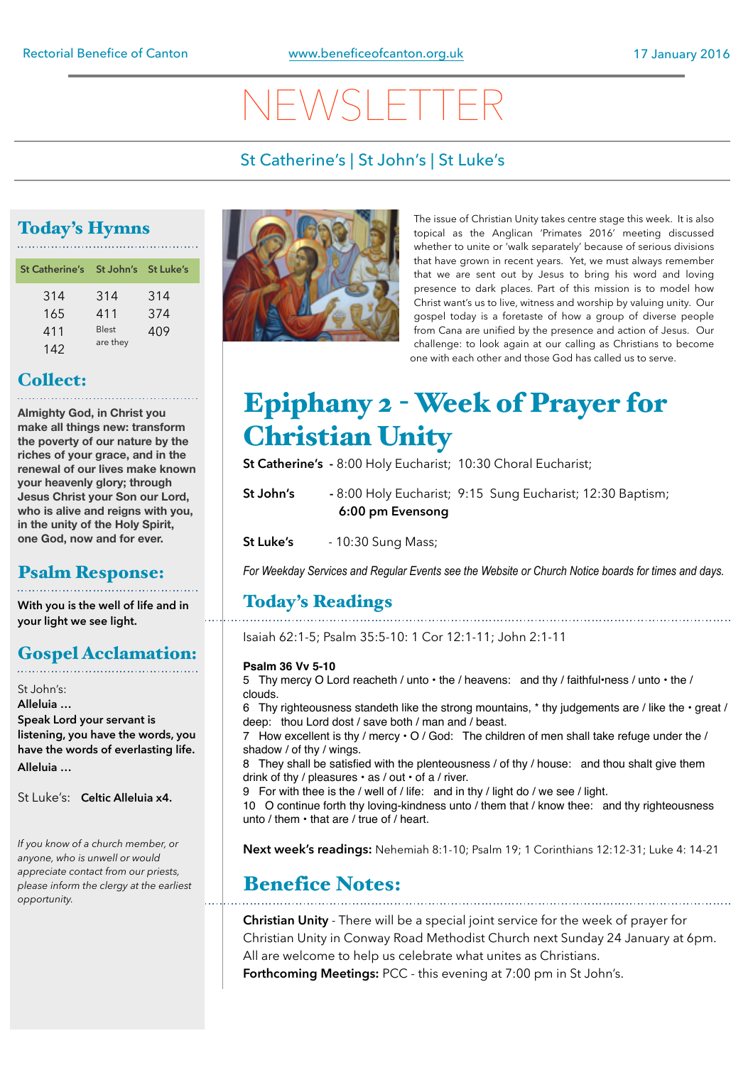Rectorial Benefice of Canton | www.beneficeofcanton.org.uk | 17 January 2016

# NEWSLETTER

St Catherine's | St John's | St Luke's

## Today's Hymns

| St Catherine's | St John's | St Luke's |
|---|---|---|
| 314 | 314 | 314 |
| 165 | 411 | 374 |
| 411 | Blest are they | 409 |
| 142 | | |

## Collect:

**Almighty God, in Christ you make all things new: transform the poverty of our nature by the riches of your grace, and in the renewal of our lives make known your heavenly glory; through Jesus Christ your Son our Lord, who is alive and reigns with you, in the unity of the Holy Spirit, one God, now and for ever.**

## Psalm Response:

**With you is the well of life and in your light we see light.**

## Gospel Acclamation:

St John's:
**Alleluia …**
**Speak Lord your servant is listening, you have the words, you have the words of everlasting life.**
**Alleluia …**

St Luke's: **Celtic Alleluia x4.**

*If you know of a church member, or anyone, who is unwell or would appreciate contact from our priests, please inform the clergy at the earliest opportunity.*

The issue of Christian Unity takes centre stage this week. It is also topical as the Anglican 'Primates 2016' meeting discussed whether to unite or 'walk separately' because of serious divisions that have grown in recent years. Yet, we must always remember that we are sent out by Jesus to bring his word and loving presence to dark places. Part of this mission is to model how Christ want's us to live, witness and worship by valuing unity. Our gospel today is a foretaste of how a group of diverse people from Cana are unified by the presence and action of Jesus. Our challenge: to look again at our calling as Christians to become one with each other and those God has called us to serve.

# Epiphany 2 - Week of Prayer for Christian Unity

**St Catherine's** - 8:00 Holy Eucharist; 10:30 Choral Eucharist;

**St John's** - 8:00 Holy Eucharist; 9:15 Sung Eucharist; 12:30 Baptism; **6:00 pm Evensong**

**St Luke's** - 10:30 Sung Mass;

*For Weekday Services and Regular Events see the Website or Church Notice boards for times and days.*

## Today's Readings

Isaiah 62:1-5; Psalm 35:5-10: 1 Cor 12:1-11; John 2:1-11

**Psalm 36 Vv 5-10**

5 Thy mercy O Lord reacheth / unto • the / heavens: and thy / faithful•ness / unto • the / clouds.

6 Thy righteousness standeth like the strong mountains, * thy judgements are / like the • great / deep: thou Lord dost / save both / man and / beast.

7 How excellent is thy / mercy • O / God: The children of men shall take refuge under the / shadow / of thy / wings.

8 They shall be satisfied with the plenteousness / of thy / house: and thou shalt give them drink of thy / pleasures • as / out • of a / river.

9 For with thee is the / well of / life: and in thy / light do / we see / light.

10 O continue forth thy loving-kindness unto / them that / know thee: and thy righteousness unto / them • that are / true of / heart.

**Next week's readings:** Nehemiah 8:1-10; Psalm 19; 1 Corinthians 12:12-31; Luke 4: 14-21

## Benefice Notes:

**Christian Unity** - There will be a special joint service for the week of prayer for Christian Unity in Conway Road Methodist Church next Sunday 24 January at 6pm. All are welcome to help us celebrate what unites as Christians.

**Forthcoming Meetings:** PCC - this evening at 7:00 pm in St John's.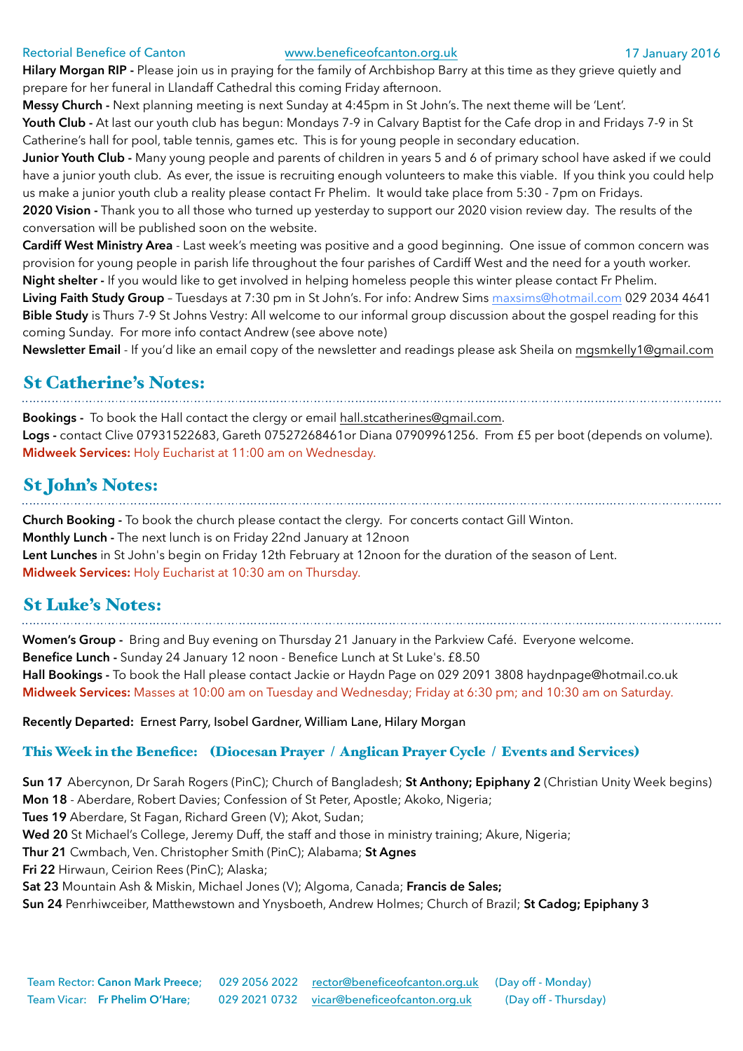Rectorial Benefice of Canton www.beneficeofcanton.org.uk 17 January 2016

**Hilary Morgan RIP -** Please join us in praying for the family of Archbishop Barry at this time as they grieve quietly and prepare for her funeral in Llandaff Cathedral this coming Friday afternoon.

**Messy Church -** Next planning meeting is next Sunday at 4:45pm in St John's. The next theme will be 'Lent'.

**Youth Club -** At last our youth club has begun: Mondays 7-9 in Calvary Baptist for the Cafe drop in and Fridays 7-9 in St Catherine's hall for pool, table tennis, games etc. This is for young people in secondary education.

**Junior Youth Club -** Many young people and parents of children in years 5 and 6 of primary school have asked if we could have a junior youth club. As ever, the issue is recruiting enough volunteers to make this viable. If you think you could help us make a junior youth club a reality please contact Fr Phelim. It would take place from 5:30 - 7pm on Fridays.

**2020 Vision -** Thank you to all those who turned up yesterday to support our 2020 vision review day. The results of the conversation will be published soon on the website.

**Cardiff West Ministry Area** - Last week's meeting was positive and a good beginning. One issue of common concern was provision for young people in parish life throughout the four parishes of Cardiff West and the need for a youth worker.

**Night shelter -** If you would like to get involved in helping homeless people this winter please contact Fr Phelim.

**Living Faith Study Group** – Tuesdays at 7:30 pm in St John's. For info: Andrew Sims maxsims@hotmail.com 029 2034 4641

**Bible Study** is Thurs 7-9 St Johns Vestry: All welcome to our informal group discussion about the gospel reading for this coming Sunday. For more info contact Andrew (see above note)

**Newsletter Email** - If you'd like an email copy of the newsletter and readings please ask Sheila on mgsmkelly1@gmail.com

## St Catherine's Notes:

**Bookings -** To book the Hall contact the clergy or email hall.stcatherines@gmail.com.

**Logs -** contact Clive 07931522683, Gareth 07527268461or Diana 07909961256. From £5 per boot (depends on volume).

**Midweek Services:** Holy Eucharist at 11:00 am on Wednesday.

## St John's Notes:

**Church Booking -** To book the church please contact the clergy. For concerts contact Gill Winton.

**Monthly Lunch -** The next lunch is on Friday 22nd January at 12noon

**Lent Lunches** in St John's begin on Friday 12th February at 12noon for the duration of the season of Lent.

**Midweek Services:** Holy Eucharist at 10:30 am on Thursday.

## St Luke's Notes:

**Women's Group -** Bring and Buy evening on Thursday 21 January in the Parkview Café. Everyone welcome.

**Benefice Lunch -** Sunday 24 January 12 noon - Benefice Lunch at St Luke's. £8.50

**Hall Bookings -** To book the Hall please contact Jackie or Haydn Page on 029 2091 3808 haydnpage@hotmail.co.uk

**Midweek Services:** Masses at 10:00 am on Tuesday and Wednesday; Friday at 6:30 pm; and 10:30 am on Saturday.

**Recently Departed: Ernest Parry, Isobel Gardner, William Lane, Hilary Morgan**

### This Week in the Benefice: (Diocesan Prayer / Anglican Prayer Cycle / Events and Services)

**Sun 17** Abercynon, Dr Sarah Rogers (PinC); Church of Bangladesh; **St Anthony; Epiphany 2** (Christian Unity Week begins)
**Mon 18** - Aberdare, Robert Davies; Confession of St Peter, Apostle; Akoko, Nigeria;
**Tues 19** Aberdare, St Fagan, Richard Green (V); Akot, Sudan;
**Wed 20** St Michael's College, Jeremy Duff, the staff and those in ministry training; Akure, Nigeria;
**Thur 21** Cwmbach, Ven. Christopher Smith (PinC); Alabama; **St Agnes**
**Fri 22** Hirwaun, Ceirion Rees (PinC); Alaska;
**Sat 23** Mountain Ash & Miskin, Michael Jones (V); Algoma, Canada; **Francis de Sales;**
**Sun 24** Penrhiwceiber, Matthewstown and Ynysboeth, Andrew Holmes; Church of Brazil; **St Cadog; Epiphany 3**

Team Rector: **Canon Mark Preece;** 029 2056 2022 rector@beneficeofcanton.org.uk (Day off - Monday)
Team Vicar: **Fr Phelim O'Hare;** 029 2021 0732 vicar@beneficeofcanton.org.uk (Day off - Thursday)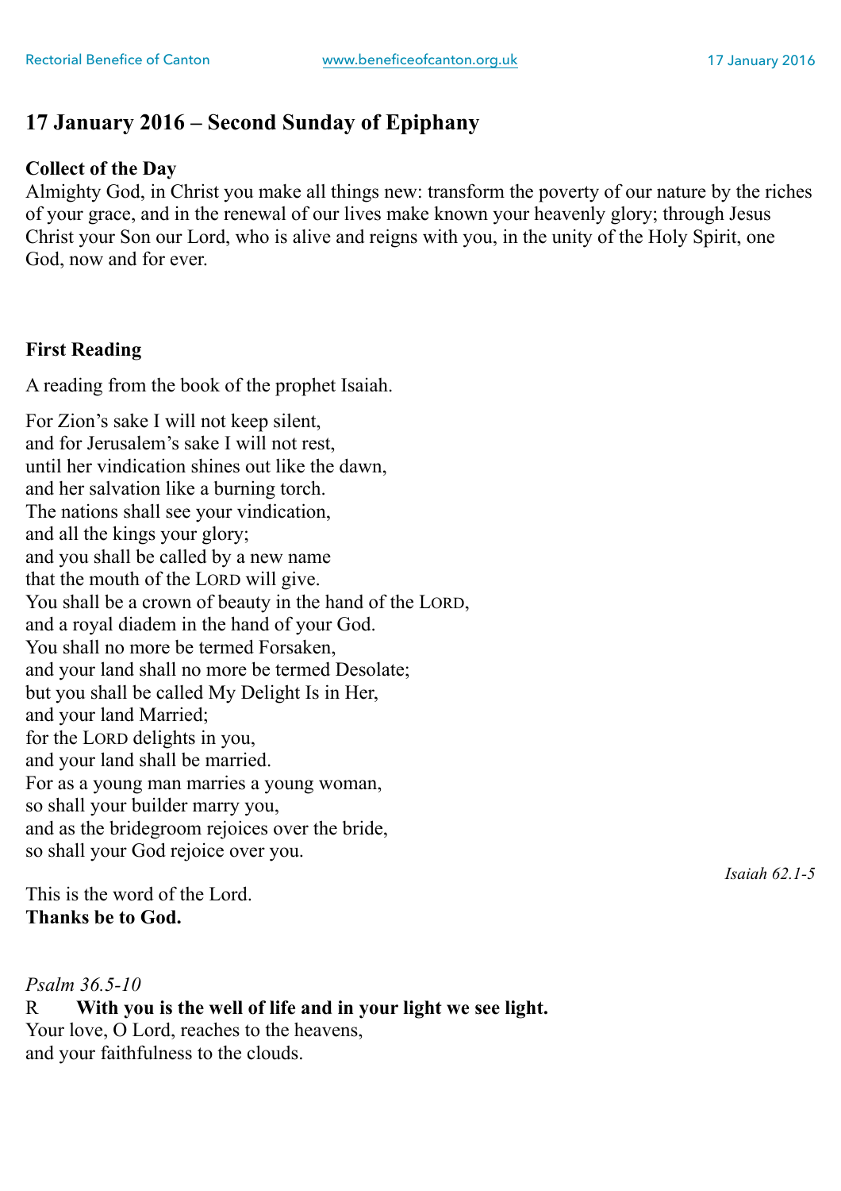## 17 January 2016 – Second Sunday of Epiphany

**Collect of the Day**

Almighty God, in Christ you make all things new: transform the poverty of our nature by the riches of your grace, and in the renewal of our lives make known your heavenly glory; through Jesus Christ your Son our Lord, who is alive and reigns with you, in the unity of the Holy Spirit, one God, now and for ever.

**First Reading**

A reading from the book of the prophet Isaiah.

For Zion's sake I will not keep silent,  
and for Jerusalem's sake I will not rest,  
until her vindication shines out like the dawn,  
and her salvation like a burning torch.  
The nations shall see your vindication,  
and all the kings your glory;  
and you shall be called by a new name  
that the mouth of the LORD will give.  
You shall be a crown of beauty in the hand of the LORD,  
and a royal diadem in the hand of your God.  
You shall no more be termed Forsaken,  
and your land shall no more be termed Desolate;  
but you shall be called My Delight Is in Her,  
and your land Married;  
for the LORD delights in you,  
and your land shall be married.  
For as a young man marries a young woman,  
so shall your builder marry you,  
and as the bridegroom rejoices over the bride,  
so shall your God rejoice over you.

*Isaiah 62.1-5*

This is the word of the Lord.  
**Thanks be to God.**

*Psalm 36.5-10*

R **With you is the well of life and in your light we see light.**  
Your love, O Lord, reaches to the heavens,  
and your faithfulness to the clouds.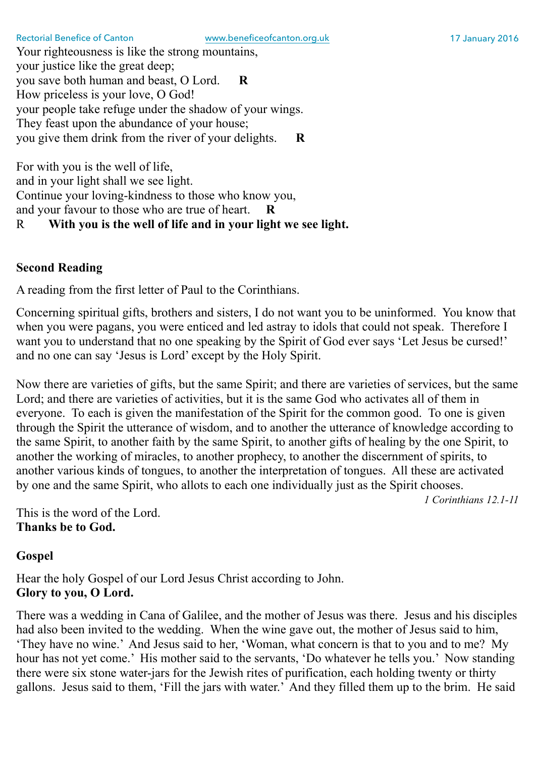Your righteousness is like the strong mountains,
your justice like the great deep;
you save both human and beast, O Lord. **R**
How priceless is your love, O God!
your people take refuge under the shadow of your wings.
They feast upon the abundance of your house;
you give them drink from the river of your delights. **R**

For with you is the well of life,
and in your light shall we see light.
Continue your loving-kindness to those who know you,
and your favour to those who are true of heart. **R**
R **With you is the well of life and in your light we see light.**

**Second Reading**

A reading from the first letter of Paul to the Corinthians.

Concerning spiritual gifts, brothers and sisters, I do not want you to be uninformed. You know that when you were pagans, you were enticed and led astray to idols that could not speak. Therefore I want you to understand that no one speaking by the Spirit of God ever says 'Let Jesus be cursed!' and no one can say 'Jesus is Lord' except by the Holy Spirit.

Now there are varieties of gifts, but the same Spirit; and there are varieties of services, but the same Lord; and there are varieties of activities, but it is the same God who activates all of them in everyone. To each is given the manifestation of the Spirit for the common good. To one is given through the Spirit the utterance of wisdom, and to another the utterance of knowledge according to the same Spirit, to another faith by the same Spirit, to another gifts of healing by the one Spirit, to another the working of miracles, to another prophecy, to another the discernment of spirits, to another various kinds of tongues, to another the interpretation of tongues. All these are activated by one and the same Spirit, who allots to each one individually just as the Spirit chooses.

*1 Corinthians 12.1-11*

This is the word of the Lord.
**Thanks be to God.**

**Gospel**

Hear the holy Gospel of our Lord Jesus Christ according to John.
**Glory to you, O Lord.**

There was a wedding in Cana of Galilee, and the mother of Jesus was there. Jesus and his disciples had also been invited to the wedding. When the wine gave out, the mother of Jesus said to him, 'They have no wine.' And Jesus said to her, 'Woman, what concern is that to you and to me? My hour has not yet come.' His mother said to the servants, 'Do whatever he tells you.' Now standing there were six stone water-jars for the Jewish rites of purification, each holding twenty or thirty gallons. Jesus said to them, 'Fill the jars with water.' And they filled them up to the brim. He said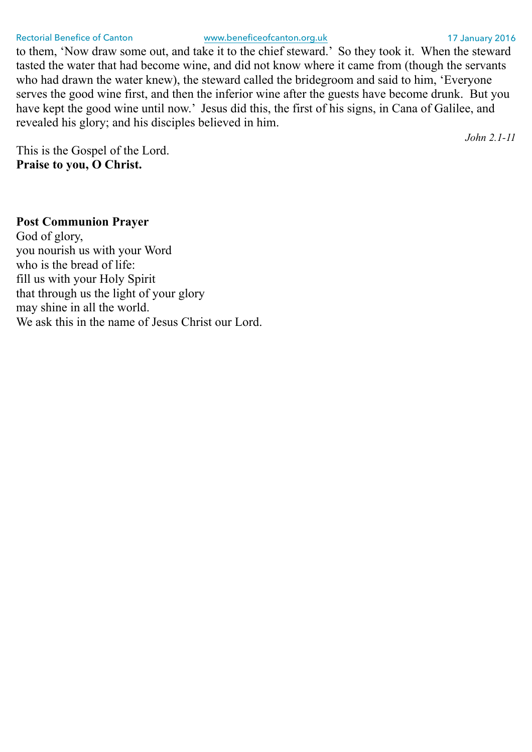to them, 'Now draw some out, and take it to the chief steward.' So they took it. When the steward tasted the water that had become wine, and did not know where it came from (though the servants who had drawn the water knew), the steward called the bridegroom and said to him, 'Everyone serves the good wine first, and then the inferior wine after the guests have become drunk. But you have kept the good wine until now.' Jesus did this, the first of his signs, in Cana of Galilee, and revealed his glory; and his disciples believed in him.

*John 2.1-11*

This is the Gospel of the Lord.
**Praise to you, O Christ.**

**Post Communion Prayer**

God of glory,
you nourish us with your Word
who is the bread of life:
fill us with your Holy Spirit
that through us the light of your glory
may shine in all the world.
We ask this in the name of Jesus Christ our Lord.